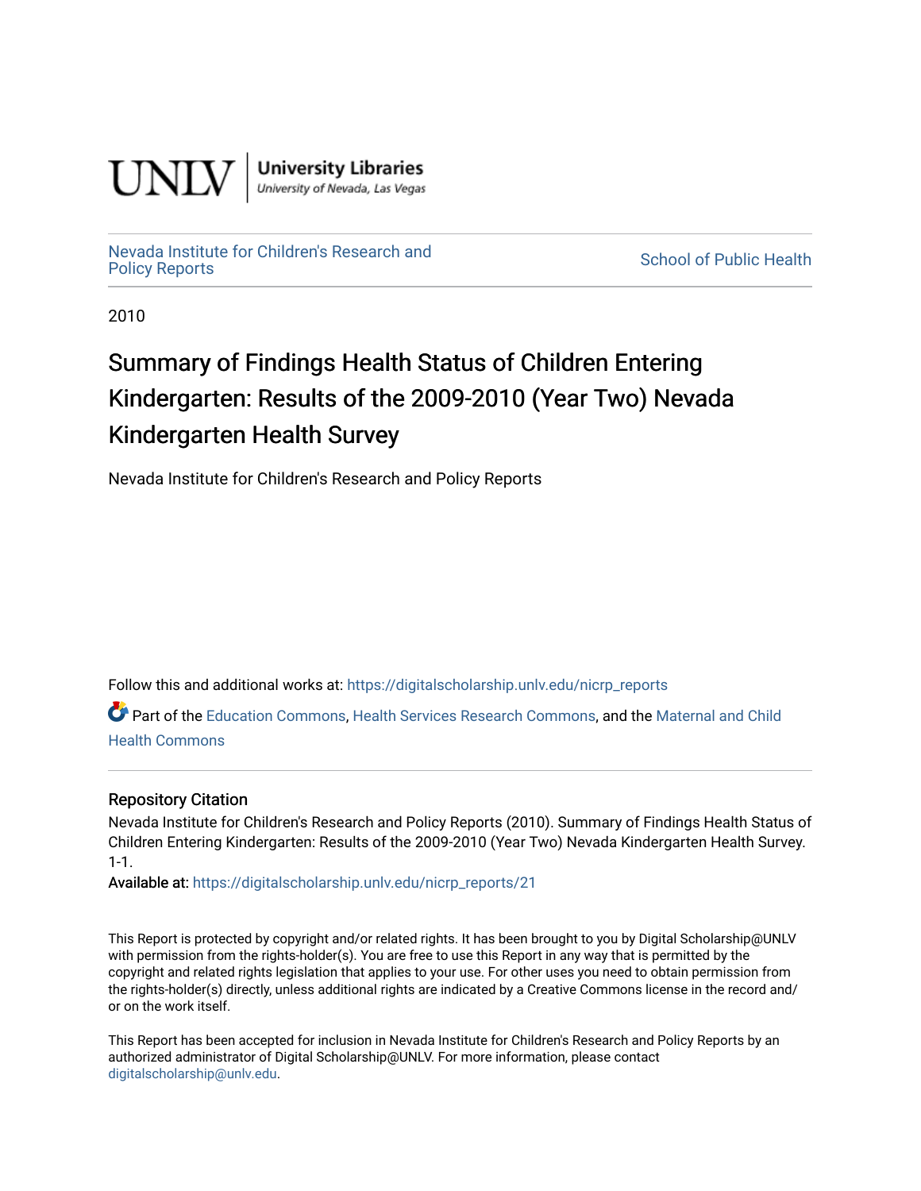UNLV | University Libraries
University of Nevada, Las Vegas

Nevada Institute for Children's Research and Policy Reports

School of Public Health

2010

# Summary of Findings Health Status of Children Entering Kindergarten: Results of the 2009-2010 (Year Two) Nevada Kindergarten Health Survey

Nevada Institute for Children's Research and Policy Reports

Follow this and additional works at: https://digitalscholarship.unlv.edu/nicrp_reports

Part of the Education Commons, Health Services Research Commons, and the Maternal and Child Health Commons

## Repository Citation

Nevada Institute for Children's Research and Policy Reports (2010). Summary of Findings Health Status of Children Entering Kindergarten: Results of the 2009-2010 (Year Two) Nevada Kindergarten Health Survey. 1-1.

**Available at:** https://digitalscholarship.unlv.edu/nicrp_reports/21

This Report is protected by copyright and/or related rights. It has been brought to you by Digital Scholarship@UNLV with permission from the rights-holder(s). You are free to use this Report in any way that is permitted by the copyright and related rights legislation that applies to your use. For other uses you need to obtain permission from the rights-holder(s) directly, unless additional rights are indicated by a Creative Commons license in the record and/or on the work itself.

This Report has been accepted for inclusion in Nevada Institute for Children's Research and Policy Reports by an authorized administrator of Digital Scholarship@UNLV. For more information, please contact digitalscholarship@unlv.edu.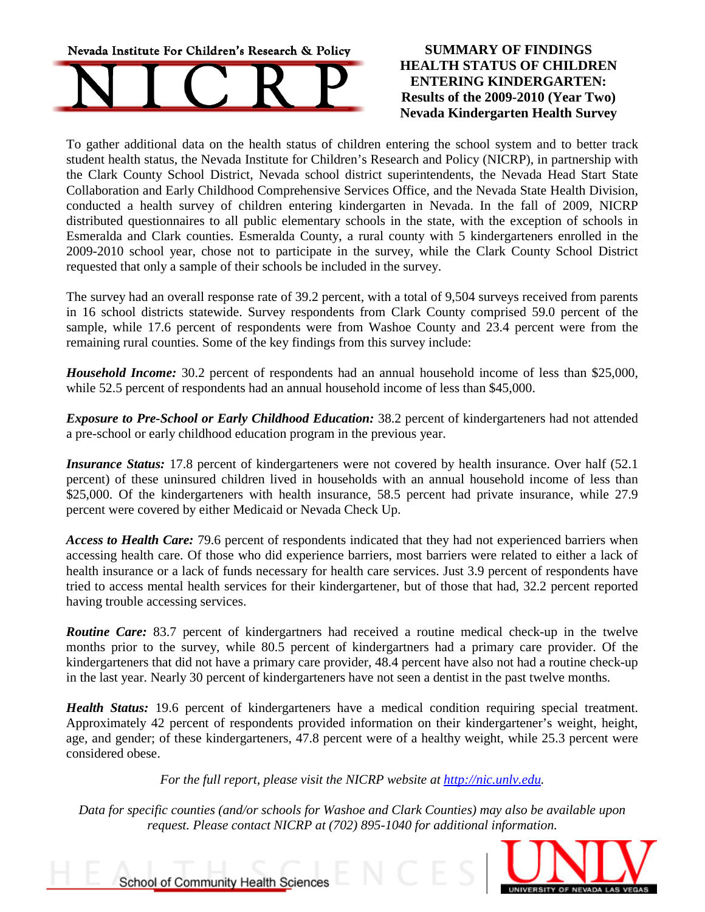Nevada Institute For Children's Research & Policy

NICRP

# SUMMARY OF FINDINGS
# HEALTH STATUS OF CHILDREN ENTERING KINDERGARTEN: Results of the 2009-2010 (Year Two) Nevada Kindergarten Health Survey

To gather additional data on the health status of children entering the school system and to better track student health status, the Nevada Institute for Children's Research and Policy (NICRP), in partnership with the Clark County School District, Nevada school district superintendents, the Nevada Head Start State Collaboration and Early Childhood Comprehensive Services Office, and the Nevada State Health Division, conducted a health survey of children entering kindergarten in Nevada. In the fall of 2009, NICRP distributed questionnaires to all public elementary schools in the state, with the exception of schools in Esmeralda and Clark counties. Esmeralda County, a rural county with 5 kindergarteners enrolled in the 2009-2010 school year, chose not to participate in the survey, while the Clark County School District requested that only a sample of their schools be included in the survey.

The survey had an overall response rate of 39.2 percent, with a total of 9,504 surveys received from parents in 16 school districts statewide. Survey respondents from Clark County comprised 59.0 percent of the sample, while 17.6 percent of respondents were from Washoe County and 23.4 percent were from the remaining rural counties. Some of the key findings from this survey include:

***Household Income:*** 30.2 percent of respondents had an annual household income of less than $25,000, while 52.5 percent of respondents had an annual household income of less than $45,000.

***Exposure to Pre-School or Early Childhood Education:*** 38.2 percent of kindergarteners had not attended a pre-school or early childhood education program in the previous year.

***Insurance Status:*** 17.8 percent of kindergarteners were not covered by health insurance. Over half (52.1 percent) of these uninsured children lived in households with an annual household income of less than $25,000. Of the kindergarteners with health insurance, 58.5 percent had private insurance, while 27.9 percent were covered by either Medicaid or Nevada Check Up.

***Access to Health Care:*** 79.6 percent of respondents indicated that they had not experienced barriers when accessing health care. Of those who did experience barriers, most barriers were related to either a lack of health insurance or a lack of funds necessary for health care services. Just 3.9 percent of respondents have tried to access mental health services for their kindergartener, but of those that had, 32.2 percent reported having trouble accessing services.

***Routine Care:*** 83.7 percent of kindergartners had received a routine medical check-up in the twelve months prior to the survey, while 80.5 percent of kindergartners had a primary care provider. Of the kindergarteners that did not have a primary care provider, 48.4 percent have also not had a routine check-up in the last year. Nearly 30 percent of kindergarteners have not seen a dentist in the past twelve months.

***Health Status:*** 19.6 percent of kindergarteners have a medical condition requiring special treatment. Approximately 42 percent of respondents provided information on their kindergartener's weight, height, age, and gender; of these kindergarteners, 47.8 percent were of a healthy weight, while 25.3 percent were considered obese.

*For the full report, please visit the NICRP website at [http://nic.unlv.edu](http://nic.unlv.edu).*

*Data for specific counties (and/or schools for Washoe and Clark Counties) may also be available upon request. Please contact NICRP at (702) 895-1040 for additional information.*

HEALTH SCIENCES — School of Community Health Sciences

UNLV — UNIVERSITY OF NEVADA LAS VEGAS